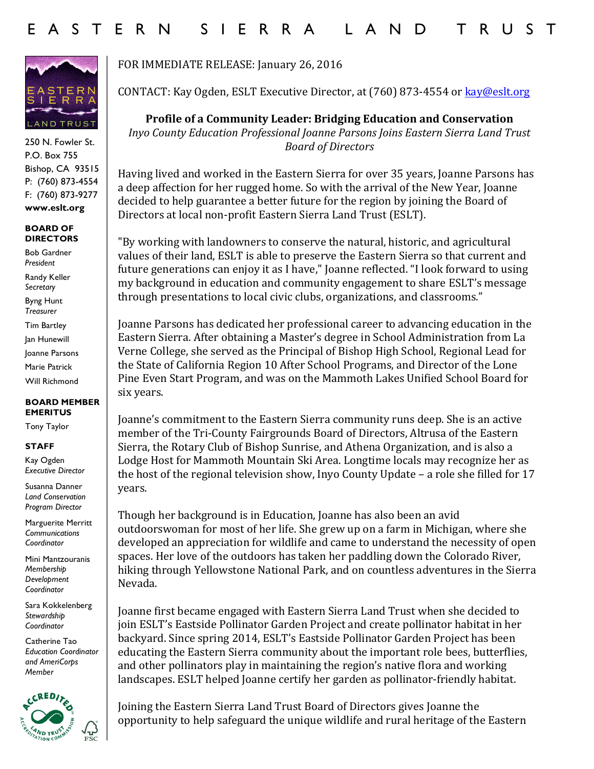# EASTERN SIERRA LAND TRUST

250 N. Fowler St.
P.O. Box 755
Bishop, CA 93515
P: (760) 873-4554
F: (760) 873-9277
**www.eslt.org**

**BOARD OF DIRECTORS**

Bob Gardner
*President*

Randy Keller
*Secretary*

Byng Hunt
*Treasurer*

Tim Bartley

Jan Hunewill

Joanne Parsons

Marie Patrick

Will Richmond

**BOARD MEMBER EMERITUS**

Tony Taylor

**STAFF**

Kay Ogden
*Executive Director*

Susanna Danner
*Land Conservation Program Director*

Marguerite Merritt
*Communications Coordinator*

Mini Mantzouranis
*Membership Development Coordinator*

Sara Kokkelenberg
*Stewardship Coordinator*

Catherine Tao
*Education Coordinator and AmeriCorps Member*

FOR IMMEDIATE RELEASE: January 26, 2016

CONTACT: Kay Ogden, ESLT Executive Director, at (760) 873-4554 or kay@eslt.org

**Profile of a Community Leader: Bridging Education and Conservation**

*Inyo County Education Professional Joanne Parsons Joins Eastern Sierra Land Trust Board of Directors*

Having lived and worked in the Eastern Sierra for over 35 years, Joanne Parsons has a deep affection for her rugged home. So with the arrival of the New Year, Joanne decided to help guarantee a better future for the region by joining the Board of Directors at local non-profit Eastern Sierra Land Trust (ESLT).

"By working with landowners to conserve the natural, historic, and agricultural values of their land, ESLT is able to preserve the Eastern Sierra so that current and future generations can enjoy it as I have," Joanne reflected. "I look forward to using my background in education and community engagement to share ESLT's message through presentations to local civic clubs, organizations, and classrooms."

Joanne Parsons has dedicated her professional career to advancing education in the Eastern Sierra. After obtaining a Master's degree in School Administration from La Verne College, she served as the Principal of Bishop High School, Regional Lead for the State of California Region 10 After School Programs, and Director of the Lone Pine Even Start Program, and was on the Mammoth Lakes Unified School Board for six years.

Joanne's commitment to the Eastern Sierra community runs deep. She is an active member of the Tri-County Fairgrounds Board of Directors, Altrusa of the Eastern Sierra, the Rotary Club of Bishop Sunrise, and Athena Organization, and is also a Lodge Host for Mammoth Mountain Ski Area. Longtime locals may recognize her as the host of the regional television show, Inyo County Update – a role she filled for 17 years.

Though her background is in Education, Joanne has also been an avid outdoorswoman for most of her life. She grew up on a farm in Michigan, where she developed an appreciation for wildlife and came to understand the necessity of open spaces. Her love of the outdoors has taken her paddling down the Colorado River, hiking through Yellowstone National Park, and on countless adventures in the Sierra Nevada.

Joanne first became engaged with Eastern Sierra Land Trust when she decided to join ESLT's Eastside Pollinator Garden Project and create pollinator habitat in her backyard. Since spring 2014, ESLT's Eastside Pollinator Garden Project has been educating the Eastern Sierra community about the important role bees, butterflies, and other pollinators play in maintaining the region's native flora and working landscapes. ESLT helped Joanne certify her garden as pollinator-friendly habitat.

Joining the Eastern Sierra Land Trust Board of Directors gives Joanne the opportunity to help safeguard the unique wildlife and rural heritage of the Eastern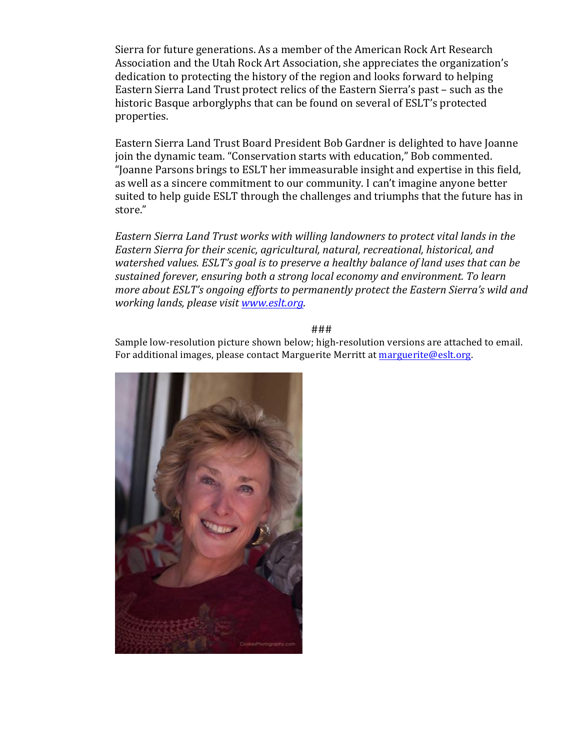Sierra for future generations. As a member of the American Rock Art Research Association and the Utah Rock Art Association, she appreciates the organization's dedication to protecting the history of the region and looks forward to helping Eastern Sierra Land Trust protect relics of the Eastern Sierra's past – such as the historic Basque arborglyphs that can be found on several of ESLT's protected properties.

Eastern Sierra Land Trust Board President Bob Gardner is delighted to have Joanne join the dynamic team. "Conservation starts with education," Bob commented. "Joanne Parsons brings to ESLT her immeasurable insight and expertise in this field, as well as a sincere commitment to our community. I can't imagine anyone better suited to help guide ESLT through the challenges and triumphs that the future has in store."

*Eastern Sierra Land Trust works with willing landowners to protect vital lands in the Eastern Sierra for their scenic, agricultural, natural, recreational, historical, and watershed values. ESLT's goal is to preserve a healthy balance of land uses that can be sustained forever, ensuring both a strong local economy and environment. To learn more about ESLT's ongoing efforts to permanently protect the Eastern Sierra's wild and working lands, please visit [www.eslt.org](http://www.eslt.org).*

###

Sample low-resolution picture shown below; high-resolution versions are attached to email. For additional images, please contact Marguerite Merritt at [marguerite@eslt.org](mailto:marguerite@eslt.org).